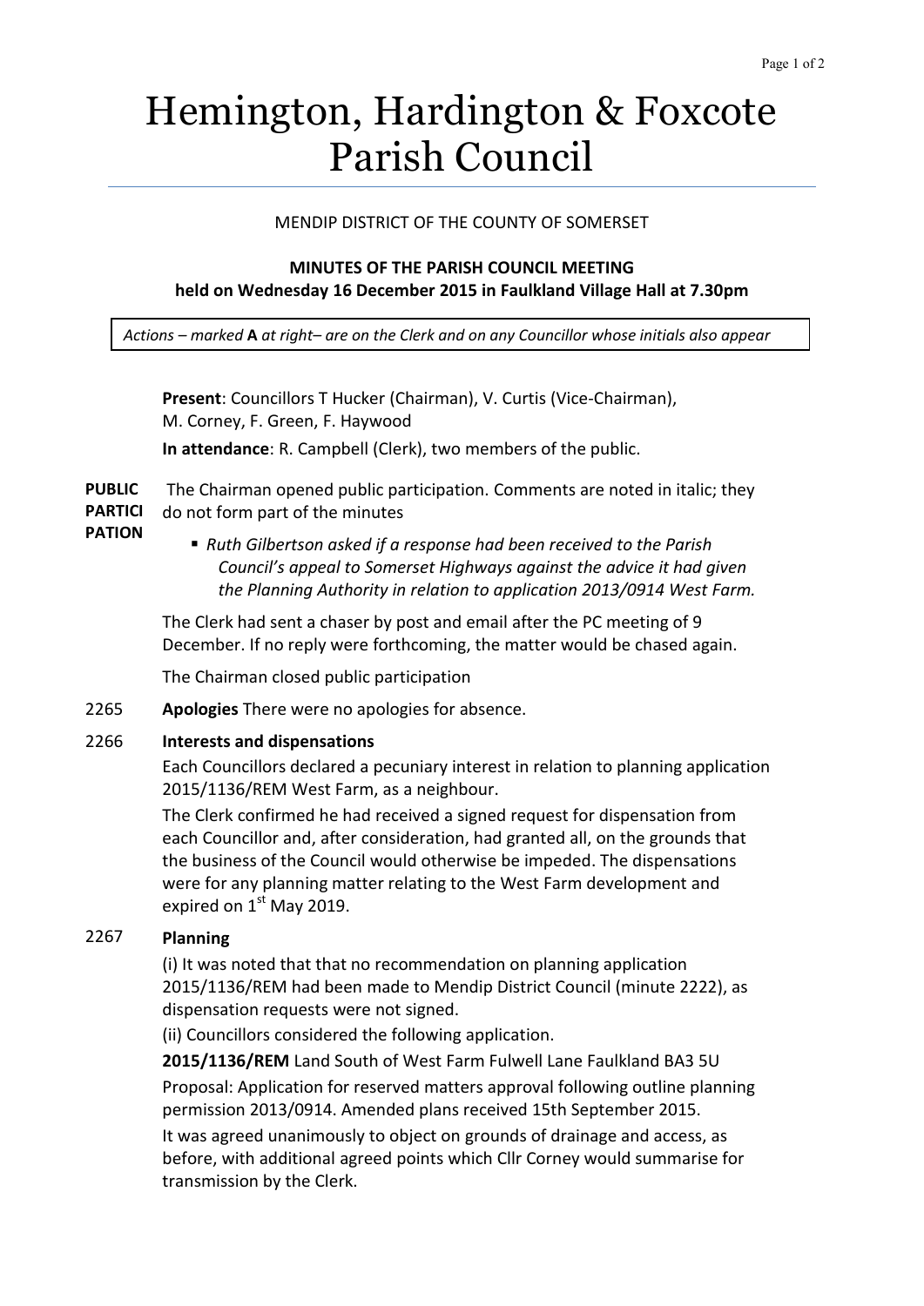# Hemington, Hardington & Foxcote Parish Council

MENDIP DISTRICT OF THE COUNTY OF SOMERSET

**MINUTES OF THE PARISH COUNCIL MEETING**
**held on Wednesday 16 December 2015 in Faulkland Village Hall at 7.30pm**

*Actions – marked* **A** *at right– are on the Clerk and on any Councillor whose initials also appear*

**Present**: Councillors T Hucker (Chairman), V. Curtis (Vice-Chairman), M. Corney, F. Green, F. Haywood

**In attendance**: R. Campbell (Clerk), two members of the public.

**PUBLIC PARTICIPATION** The Chairman opened public participation. Comments are noted in italic; they do not form part of the minutes

- *Ruth Gilbertson asked if a response had been received to the Parish Council's appeal to Somerset Highways against the advice it had given the Planning Authority in relation to application 2013/0914 West Farm.*

The Clerk had sent a chaser by post and email after the PC meeting of 9 December. If no reply were forthcoming, the matter would be chased again.

The Chairman closed public participation

2265 **Apologies** There were no apologies for absence.

2266 **Interests and dispensations**

Each Councillors declared a pecuniary interest in relation to planning application 2015/1136/REM West Farm, as a neighbour.

The Clerk confirmed he had received a signed request for dispensation from each Councillor and, after consideration, had granted all, on the grounds that the business of the Council would otherwise be impeded. The dispensations were for any planning matter relating to the West Farm development and expired on 1st May 2019.

2267 **Planning**

(i) It was noted that that no recommendation on planning application 2015/1136/REM had been made to Mendip District Council (minute 2222), as dispensation requests were not signed.

(ii) Councillors considered the following application.

**2015/1136/REM** Land South of West Farm Fulwell Lane Faulkland BA3 5U

Proposal: Application for reserved matters approval following outline planning permission 2013/0914. Amended plans received 15th September 2015.

It was agreed unanimously to object on grounds of drainage and access, as before, with additional agreed points which Cllr Corney would summarise for transmission by the Clerk.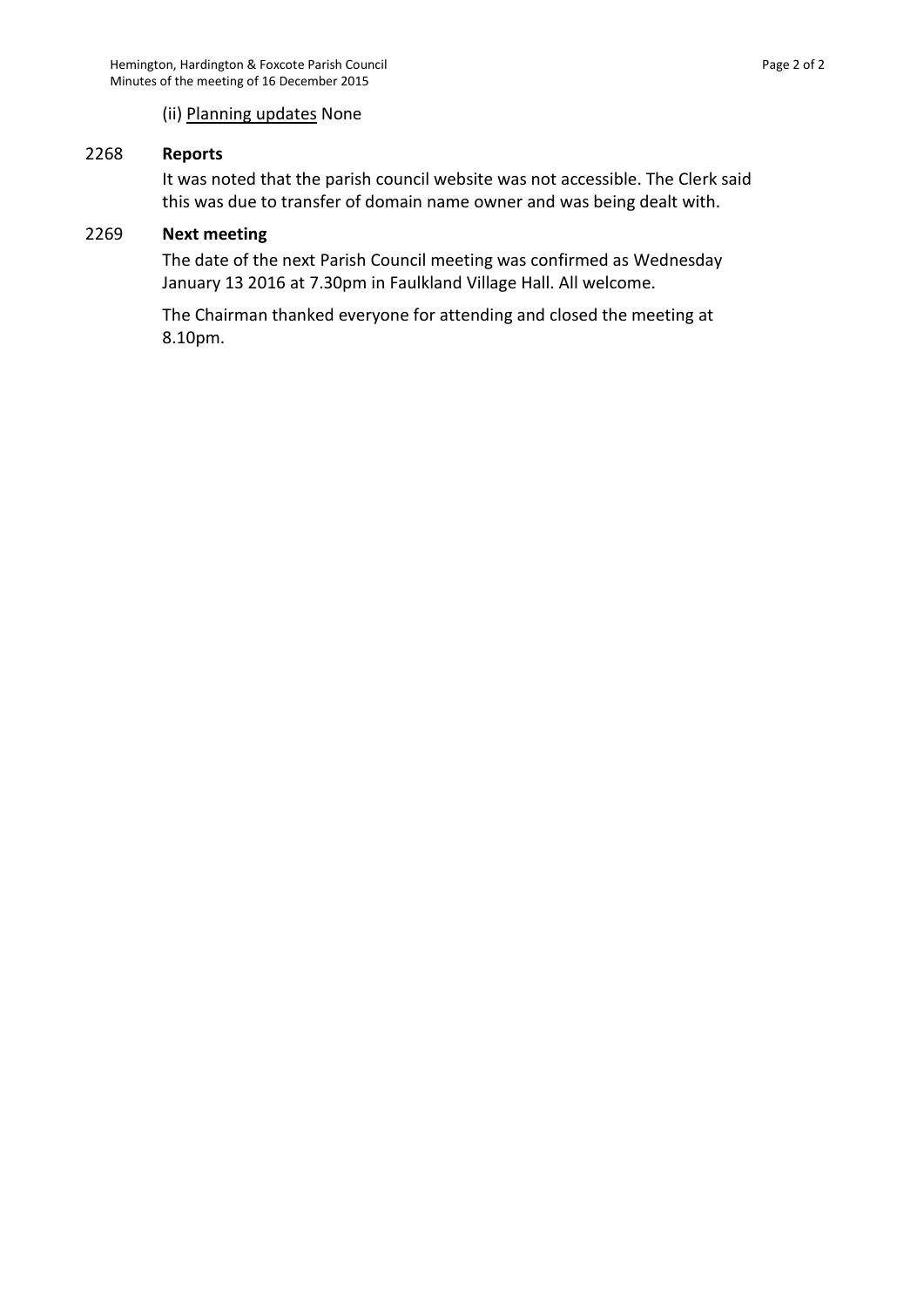(ii) Planning updates None

**2268 Reports**

It was noted that the parish council website was not accessible. The Clerk said this was due to transfer of domain name owner and was being dealt with.

**2269 Next meeting**

The date of the next Parish Council meeting was confirmed as Wednesday January 13 2016 at 7.30pm in Faulkland Village Hall. All welcome.

The Chairman thanked everyone for attending and closed the meeting at 8.10pm.